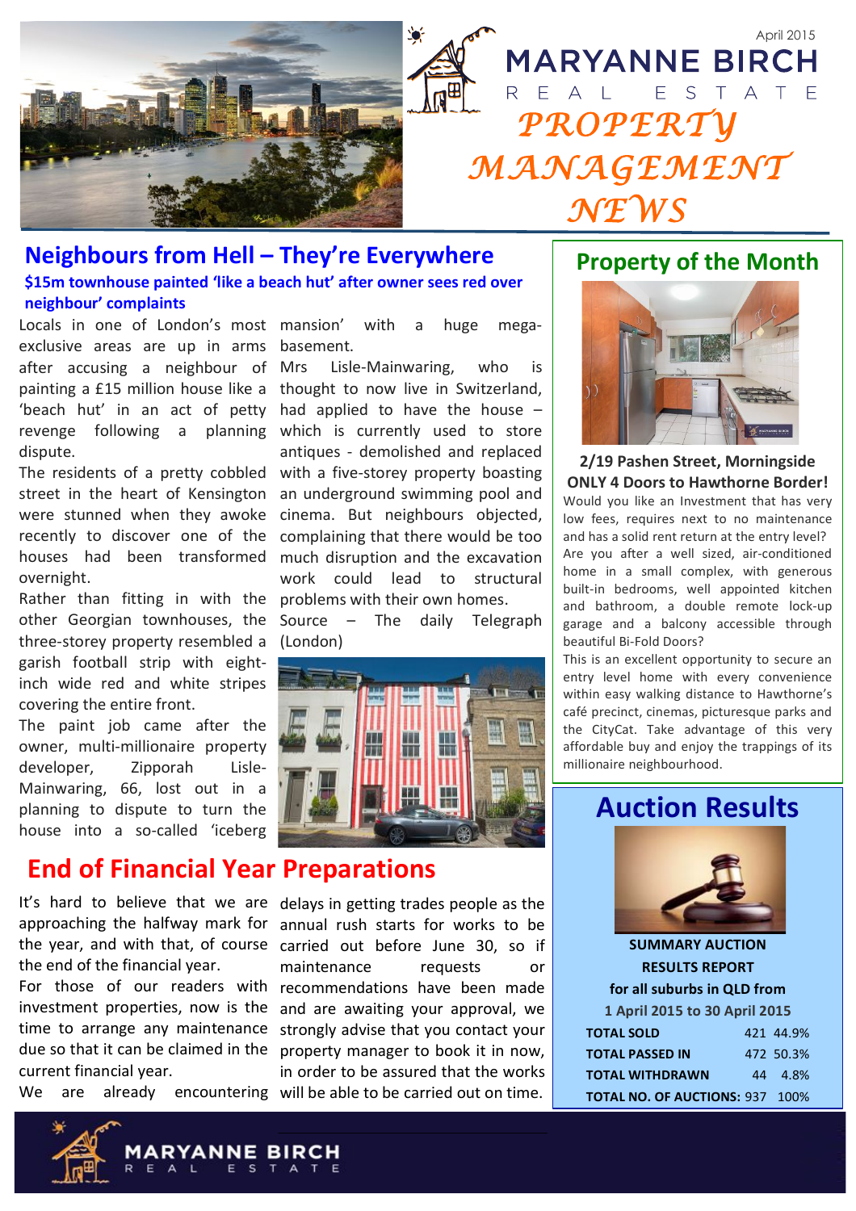April 2015

# MARYANNE BIRCH REAL ESTATE

# PROPERTY MANAGEMENT NEWS

## Neighbours from Hell – They're Everywhere

**$15m townhouse painted 'like a beach hut' after owner sees red over neighbour' complaints**

Locals in one of London's most exclusive areas are up in arms after accusing a neighbour of painting a £15 million house like a 'beach hut' in an act of petty revenge following a planning dispute.

The residents of a pretty cobbled street in the heart of Kensington were stunned when they awoke recently to discover one of the houses had been transformed overnight.

Rather than fitting in with the other Georgian townhouses, the three-storey property resembled a garish football strip with eight-inch wide red and white stripes covering the entire front.

The paint job came after the owner, multi-millionaire property developer, Zipporah Lisle-Mainwaring, 66, lost out in a planning to dispute to turn the house into a so-called 'iceberg mansion' with a huge mega-basement.

Mrs Lisle-Mainwaring, who is thought to now live in Switzerland, had applied to have the house – which is currently used to store antiques - demolished and replaced with a five-storey property boasting an underground swimming pool and cinema. But neighbours objected, complaining that there would be too much disruption and the excavation work could lead to structural problems with their own homes.

Source – The daily Telegraph (London)

## End of Financial Year Preparations

It's hard to believe that we are approaching the halfway mark for the year, and with that, of course the end of the financial year.

For those of our readers with investment properties, now is the time to arrange any maintenance due so that it can be claimed in the current financial year.

We are already encountering delays in getting trades people as the annual rush starts for works to be carried out before June 30, so if maintenance requests or recommendations have been made and are awaiting your approval, we strongly advise that you contact your property manager to book it in now, in order to be assured that the works will be able to be carried out on time.

## Property of the Month

**2/19 Pashen Street, Morningside**
**ONLY 4 Doors to Hawthorne Border!**

Would you like an Investment that has very low fees, requires next to no maintenance and has a solid rent return at the entry level? Are you after a well sized, air-conditioned home in a small complex, with generous built-in bedrooms, well appointed kitchen and bathroom, a double remote lock-up garage and a balcony accessible through beautiful Bi-Fold Doors?

This is an excellent opportunity to secure an entry level home with every convenience within easy walking distance to Hawthorne's café precinct, cinemas, picturesque parks and the CityCat. Take advantage of this very affordable buy and enjoy the trappings of its millionaire neighbourhood.

## Auction Results

**SUMMARY AUCTION RESULTS REPORT**
**for all suburbs in QLD from**
**1 April 2015 to 30 April 2015**

| | | |
|---|---|---|
| **TOTAL SOLD** | 421 | 44.9% |
| **TOTAL PASSED IN** | 472 | 50.3% |
| **TOTAL WITHDRAWN** | 44 | 4.8% |
| **TOTAL NO. OF AUCTIONS:** | 937 | 100% |

MARYANNE BIRCH REAL ESTATE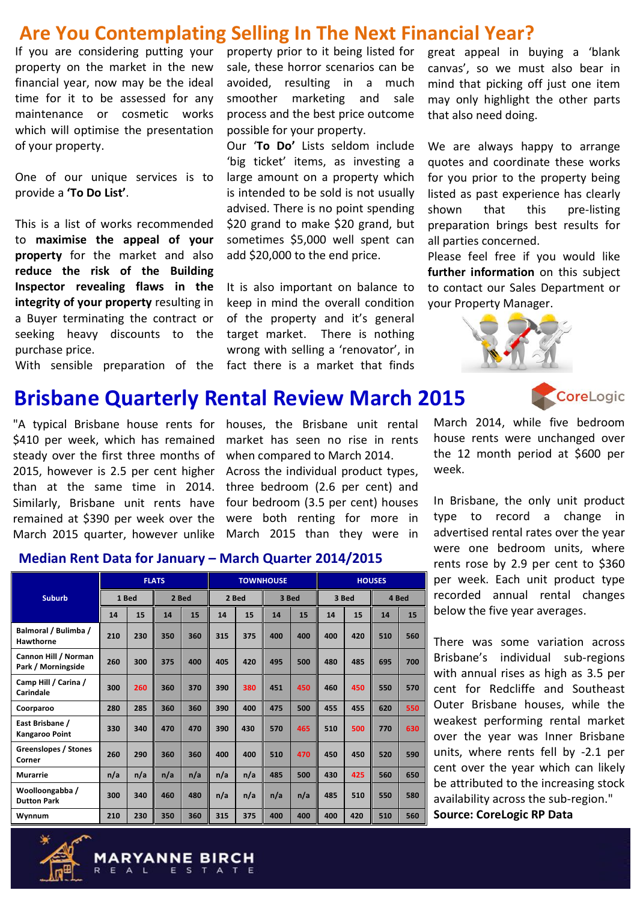# Are You Contemplating Selling In The Next Financial Year?

If you are considering putting your property on the market in the new financial year, now may be the ideal time for it to be assessed for any maintenance or cosmetic works which will optimise the presentation of your property.

One of our unique services is to provide a **'To Do List'**.

This is a list of works recommended to **maximise the appeal of your property** for the market and also **reduce the risk of the Building Inspector revealing flaws in the integrity of your property** resulting in a Buyer terminating the contract or seeking heavy discounts to the purchase price.

With sensible preparation of the property prior to it being listed for sale, these horror scenarios can be avoided, resulting in a much smoother marketing and sale process and the best price outcome possible for your property.

Our '**To Do'** Lists seldom include 'big ticket' items, as investing a large amount on a property which is intended to be sold is not usually advised. There is no point spending $20 grand to make $20 grand, but sometimes $5,000 well spent can add $20,000 to the end price.

It is also important on balance to keep in mind the overall condition of the property and it's general target market. There is nothing wrong with selling a 'renovator', in fact there is a market that finds great appeal in buying a 'blank canvas', so we must also bear in mind that picking off just one item may only highlight the other parts that also need doing.

We are always happy to arrange quotes and coordinate these works for you prior to the property being listed as past experience has clearly shown that this pre-listing preparation brings best results for all parties concerned.

Please feel free if you would like **further information** on this subject to contact our Sales Department or your Property Manager.

# Brisbane Quarterly Rental Review March 2015

CoreLogic

"A typical Brisbane house rents for $410 per week, which has remained steady over the first three months of 2015, however is 2.5 per cent higher than at the same time in 2014. Similarly, Brisbane unit rents have remained at $390 per week over the March 2015 quarter, however unlike houses, the Brisbane unit rental market has seen no rise in rents when compared to March 2014.

Across the individual product types, three bedroom (2.6 per cent) and four bedroom (3.5 per cent) houses were both renting for more in March 2015 than they were in March 2014, while five bedroom house rents were unchanged over the 12 month period at $600 per week.

In Brisbane, the only unit product type to record a change in advertised rental rates over the year were one bedroom units, where rents rose by 2.9 per cent to $360 per week. Each unit product type recorded annual rental changes below the five year averages.

There was some variation across Brisbane's individual sub-regions with annual rises as high as 3.5 per cent for Redcliffe and Southeast Outer Brisbane houses, while the weakest performing rental market over the year was Inner Brisbane units, where rents fell by -2.1 per cent over the year which can likely be attributed to the increasing stock availability across the sub-region."

**Source: CoreLogic RP Data**

## Median Rent Data for January – March Quarter 2014/2015

| Suburb | FLATS | | | | TOWNHOUSE | | | | HOUSES | | | |
|---|---|---|---|---|---|---|---|---|---|---|---|---|
| | 1 Bed | | 2 Bed | | 2 Bed | | 3 Bed | | 3 Bed | | 4 Bed | |
| | 14 | 15 | 14 | 15 | 14 | 15 | 14 | 15 | 14 | 15 | 14 | 15 |
| Balmoral / Bulimba / Hawthorne | 210 | 230 | 350 | 360 | 315 | 375 | 400 | 400 | 400 | 420 | 510 | 560 |
| Cannon Hill / Norman Park / Morningside | 260 | 300 | 375 | 400 | 405 | 420 | 495 | 500 | 480 | 485 | 695 | 700 |
| Camp Hill / Carina / Carindale | 300 | 260 | 360 | 370 | 390 | 380 | 451 | 450 | 460 | 450 | 550 | 570 |
| Coorparoo | 280 | 285 | 360 | 360 | 390 | 400 | 475 | 500 | 455 | 455 | 620 | 550 |
| East Brisbane / Kangaroo Point | 330 | 340 | 470 | 470 | 390 | 430 | 570 | 465 | 510 | 500 | 770 | 630 |
| Greenslopes / Stones Corner | 260 | 290 | 360 | 360 | 400 | 400 | 510 | 470 | 450 | 450 | 520 | 590 |
| Murarrie | n/a | n/a | n/a | n/a | n/a | n/a | 485 | 500 | 430 | 425 | 560 | 650 |
| Woolloongabba / Dutton Park | 300 | 340 | 460 | 480 | n/a | n/a | n/a | n/a | 485 | 510 | 550 | 580 |
| Wynnum | 210 | 230 | 350 | 360 | 315 | 375 | 400 | 400 | 400 | 420 | 510 | 560 |

MARYANNE BIRCH REAL ESTATE